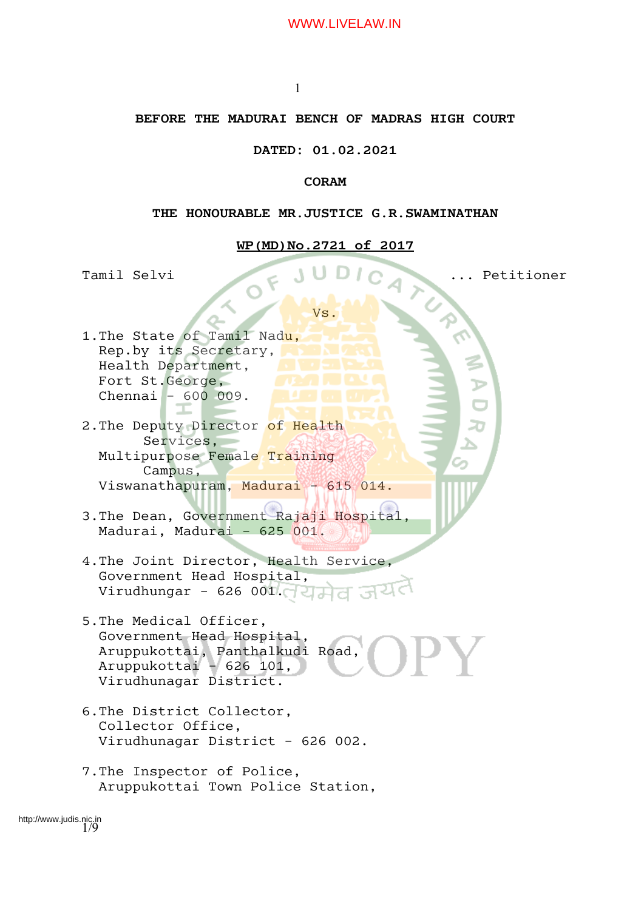**BEFORE THE MADURAI BENCH OF MADRAS HIGH COURT**

**DATED: 01.02.2021**

**CORAM**

**THE HONOURABLE MR.JUSTICE G.R.SWAMINATHAN**

**WP(MD)No.2721 of 2017**

Tamil Selvi ... Petitioner

Vs.

1.The State of Tamil Nadu,
Rep.by its Secretary,
Health Department,
Fort St.George,
Chennai - 600 009.

2.The Deputy Director of Health Services,
Multipurpose Female Training Campus,
Viswanathapuram, Madurai - 615 014.

3.The Dean, Government Rajaji Hospital,
Madurai, Madurai - 625 001.

4.The Joint Director, Health Service,
Government Head Hospital,
Virudhungar - 626 001.

5.The Medical Officer,
Government Head Hospital,
Aruppukottai, Panthalkudi Road,
Aruppukottai - 626 101,
Virudhunagar District.

6.The District Collector,
Collector Office,
Virudhunagar District - 626 002.

7.The Inspector of Police,
Aruppukottai Town Police Station,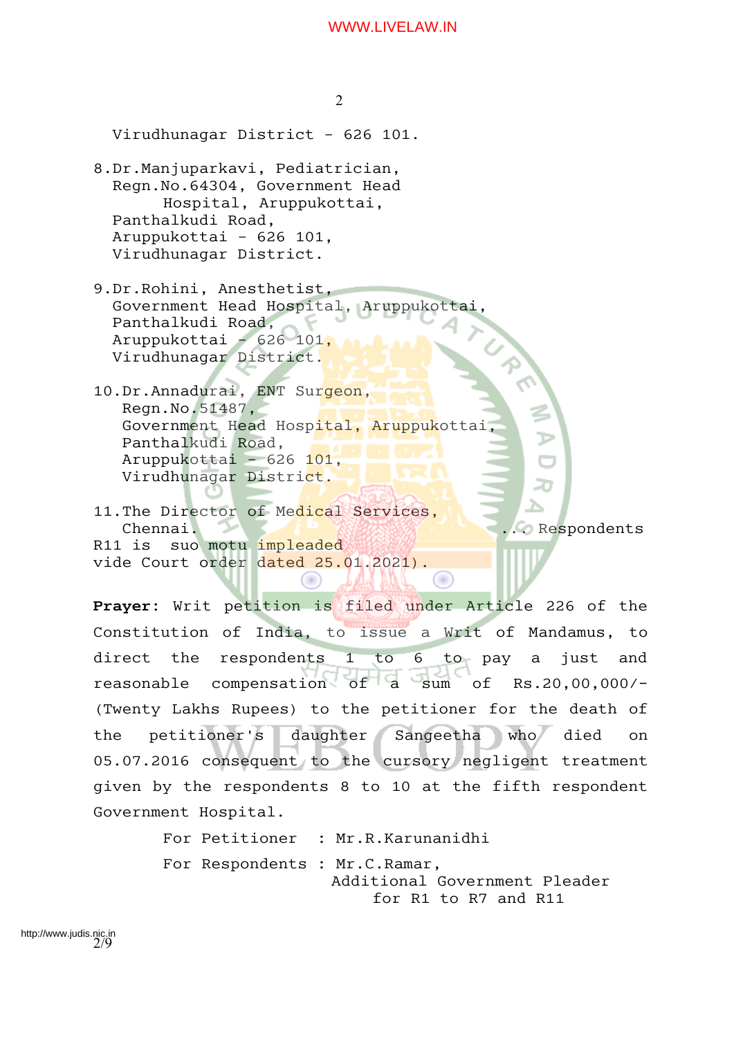Virudhunagar District - 626 101.

8.Dr.Manjuparkavi, Pediatrician,
Regn.No.64304, Government Head Hospital, Aruppukottai,
Panthalkudi Road,
Aruppukottai - 626 101,
Virudhunagar District.

9.Dr.Rohini, Anesthetist,
Government Head Hospital, Aruppukottai,
Panthalkudi Road,
Aruppukottai - 626 101,
Virudhunagar District.

10.Dr.Annadurai, ENT Surgeon,
Regn.No.51487,
Government Head Hospital, Aruppukottai,
Panthalkudi Road,
Aruppukottai - 626 101,
Virudhunagar District.

11.The Director of Medical Services,
Chennai. ... Respondents

R11 is suo motu impleaded
vide Court order dated 25.01.2021).

**Prayer:** Writ petition is filed under Article 226 of the Constitution of India, to issue a Writ of Mandamus, to direct the respondents 1 to 6 to pay a just and reasonable compensation of a sum of Rs.20,00,000/- (Twenty Lakhs Rupees) to the petitioner for the death of the petitioner's daughter Sangeetha who died on 05.07.2016 consequent to the cursory negligent treatment given by the respondents 8 to 10 at the fifth respondent Government Hospital.

For Petitioner : Mr.R.Karunanidhi

For Respondents : Mr.C.Ramar,
Additional Government Pleader
for R1 to R7 and R11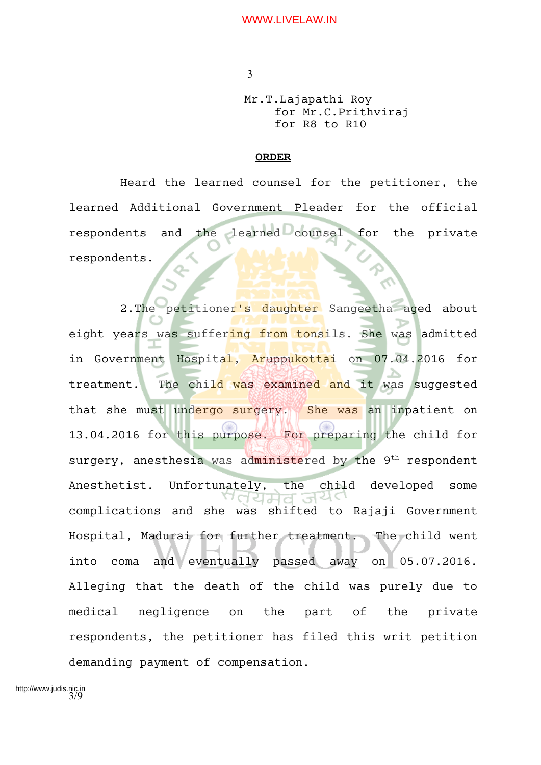Mr.T.Lajapathi Roy
for Mr.C.Prithviraj
for R8 to R10

**ORDER**

Heard the learned counsel for the petitioner, the learned Additional Government Pleader for the official respondents and the learned counsel for the private respondents.

2.The petitioner's daughter Sangeetha aged about eight years was suffering from tonsils. She was admitted in Government Hospital, Aruppukottai on 07.04.2016 for treatment. The child was examined and it was suggested that she must undergo surgery. She was an inpatient on 13.04.2016 for this purpose. For preparing the child for surgery, anesthesia was administered by the 9th respondent Anesthetist. Unfortunately, the child developed some complications and she was shifted to Rajaji Government Hospital, Madurai for further treatment. The child went into coma and eventually passed away on 05.07.2016. Alleging that the death of the child was purely due to medical negligence on the part of the private respondents, the petitioner has filed this writ petition demanding payment of compensation.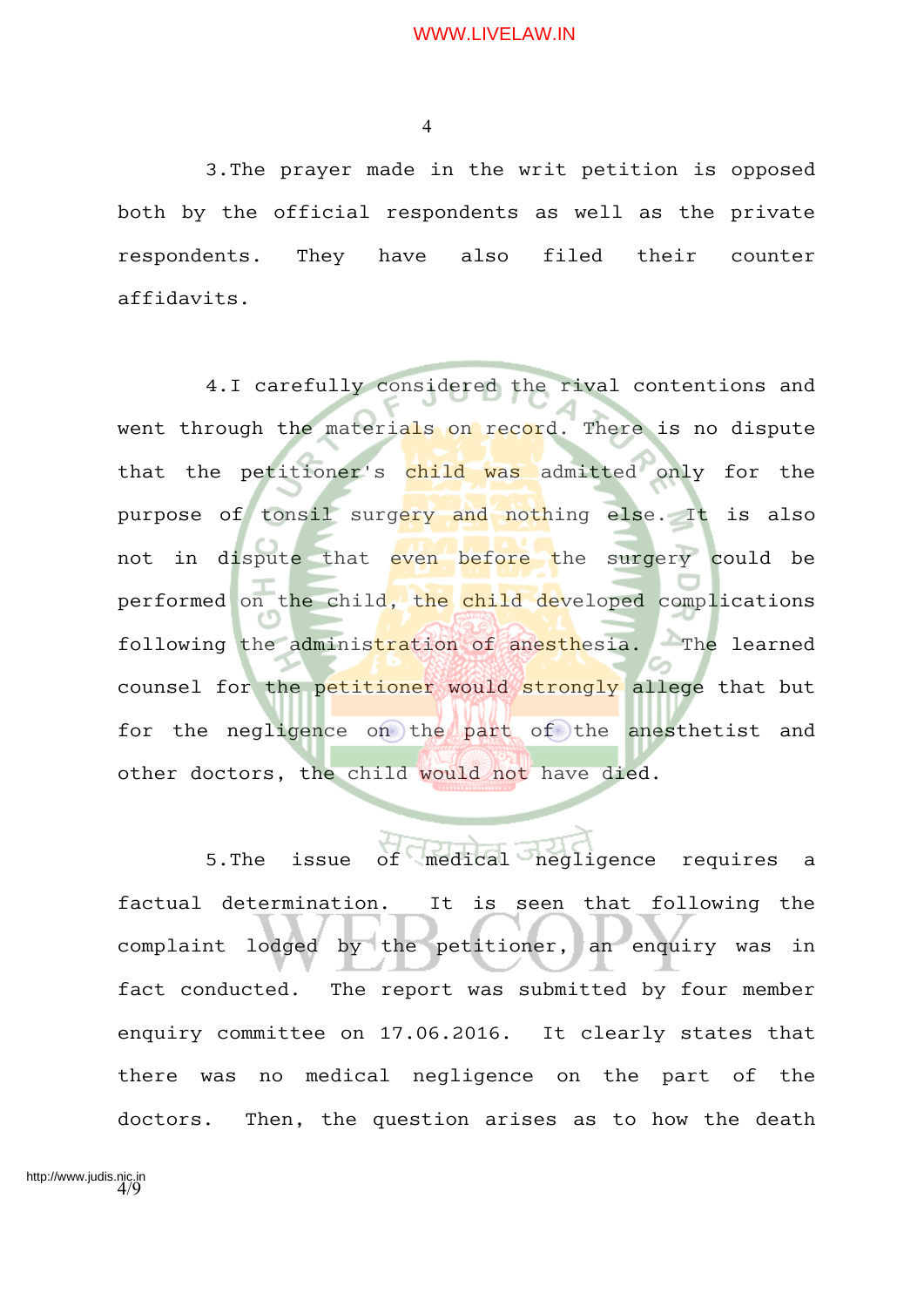3.The prayer made in the writ petition is opposed both by the official respondents as well as the private respondents. They have also filed their counter affidavits.

4.I carefully considered the rival contentions and went through the materials on record. There is no dispute that the petitioner's child was admitted only for the purpose of tonsil surgery and nothing else. It is also not in dispute that even before the surgery could be performed on the child, the child developed complications following the administration of anesthesia. The learned counsel for the petitioner would strongly allege that but for the negligence on the part of the anesthetist and other doctors, the child would not have died.

5.The issue of medical negligence requires a factual determination. It is seen that following the complaint lodged by the petitioner, an enquiry was in fact conducted. The report was submitted by four member enquiry committee on 17.06.2016. It clearly states that there was no medical negligence on the part of the doctors. Then, the question arises as to how the death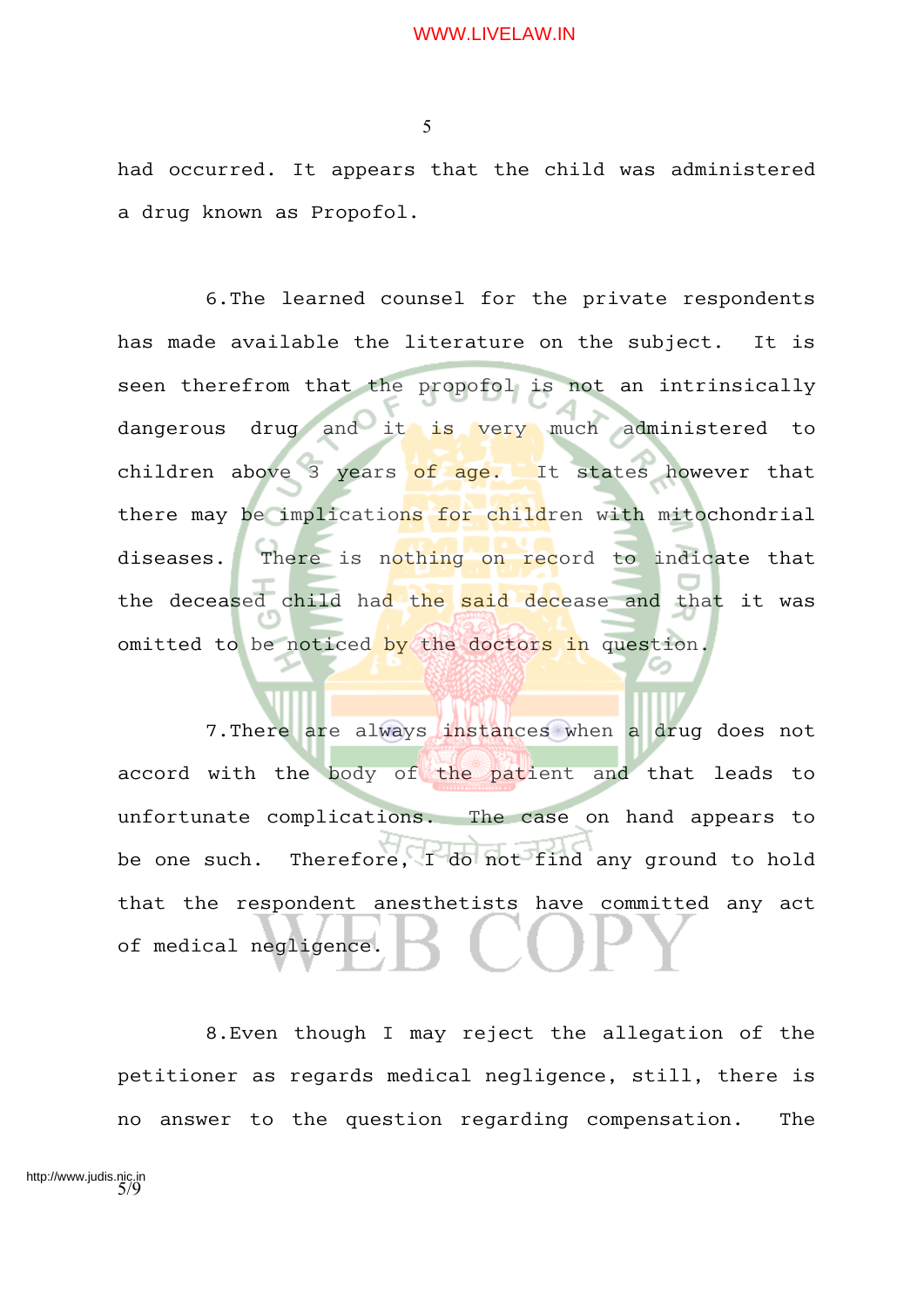had occurred. It appears that the child was administered a drug known as Propofol.

6.The learned counsel for the private respondents has made available the literature on the subject. It is seen therefrom that the propofol is not an intrinsically dangerous drug and it is very much administered to children above 3 years of age. It states however that there may be implications for children with mitochondrial diseases. There is nothing on record to indicate that the deceased child had the said decease and that it was omitted to be noticed by the doctors in question.

7.There are always instances when a drug does not accord with the body of the patient and that leads to unfortunate complications. The case on hand appears to be one such. Therefore, I do not find any ground to hold that the respondent anesthetists have committed any act of medical negligence.

8.Even though I may reject the allegation of the petitioner as regards medical negligence, still, there is no answer to the question regarding compensation. The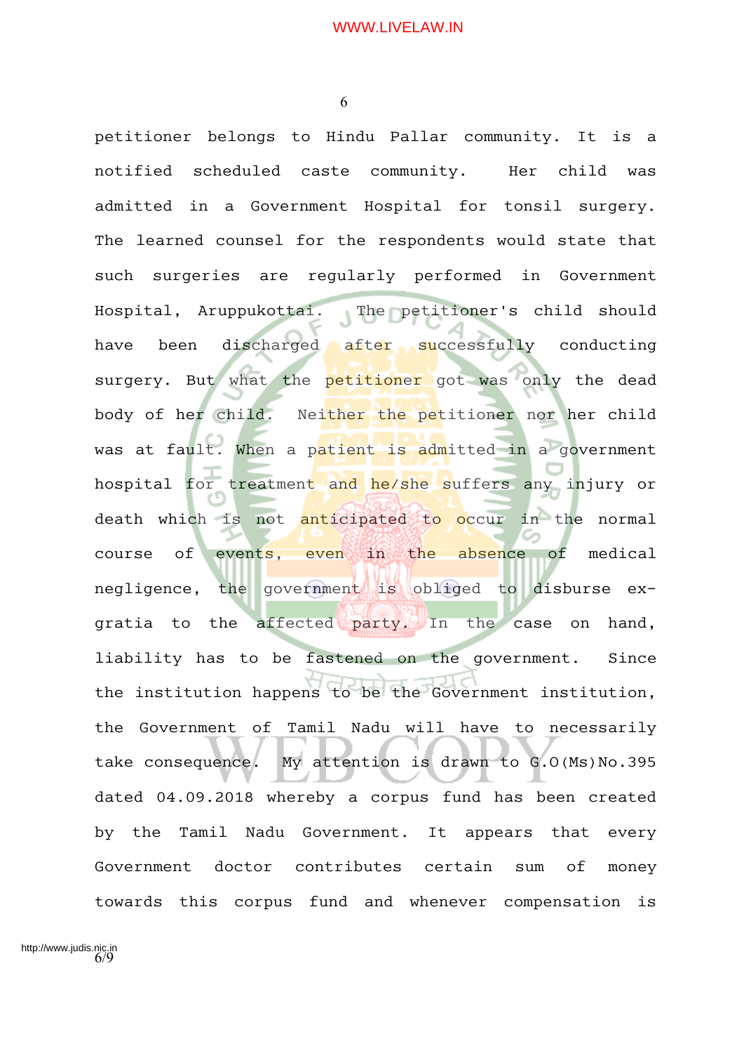petitioner belongs to Hindu Pallar community. It is a notified scheduled caste community. Her child was admitted in a Government Hospital for tonsil surgery. The learned counsel for the respondents would state that such surgeries are regularly performed in Government Hospital, Aruppukottai. The petitioner's child should have been discharged after successfully conducting surgery. But what the petitioner got was only the dead body of her child. Neither the petitioner nor her child was at fault. When a patient is admitted in a government hospital for treatment and he/she suffers any injury or death which is not anticipated to occur in the normal course of events, even in the absence of medical negligence, the government is obliged to disburse ex-gratia to the affected party. In the case on hand, liability has to be fastened on the government. Since the institution happens to be the Government institution, the Government of Tamil Nadu will have to necessarily take consequence. My attention is drawn to G.O(Ms)No.395 dated 04.09.2018 whereby a corpus fund has been created by the Tamil Nadu Government. It appears that every Government doctor contributes certain sum of money towards this corpus fund and whenever compensation is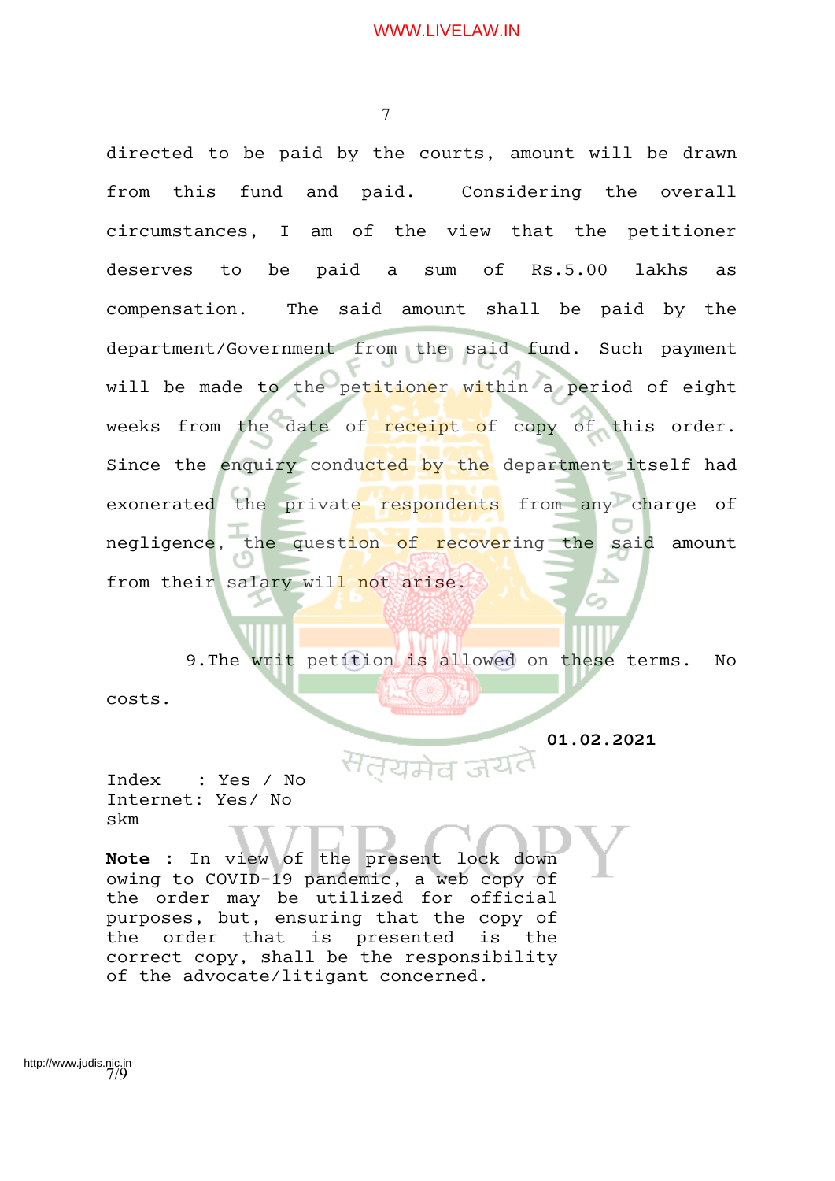directed to be paid by the courts, amount will be drawn from this fund and paid. Considering the overall circumstances, I am of the view that the petitioner deserves to be paid a sum of Rs.5.00 lakhs as compensation. The said amount shall be paid by the department/Government from the said fund. Such payment will be made to the petitioner within a period of eight weeks from the date of receipt of copy of this order. Since the enquiry conducted by the department itself had exonerated the private respondents from any charge of negligence, the question of recovering the said amount from their salary will not arise.

9.The writ petition is allowed on these terms. No costs.

**01.02.2021**

Index : Yes / No
Internet: Yes/ No
skm

**Note** : In view of the present lock down owing to COVID-19 pandemic, a web copy of the order may be utilized for official purposes, but, ensuring that the copy of the order that is presented is the correct copy, shall be the responsibility of the advocate/litigant concerned.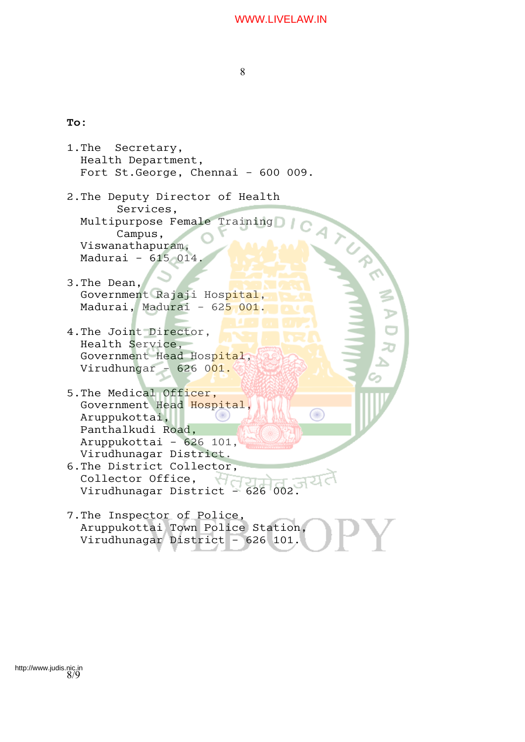**To:**

1. The Secretary,
   Health Department,
   Fort St.George, Chennai - 600 009.

2. The Deputy Director of Health Services,
   Multipurpose Female Training Campus,
   Viswanathapuram,
   Madurai - 615 014.

3. The Dean,
   Government Rajaji Hospital,
   Madurai, Madurai - 625 001.

4. The Joint Director,
   Health Service,
   Government Head Hospital,
   Virudhungar - 626 001.

5. The Medical Officer,
   Government Head Hospital,
   Aruppukottai,
   Panthalkudi Road,
   Aruppukottai - 626 101,
   Virudhunagar District.

6. The District Collector,
   Collector Office,
   Virudhunagar District - 626 002.

7. The Inspector of Police,
   Aruppukottai Town Police Station,
   Virudhunagar District - 626 101.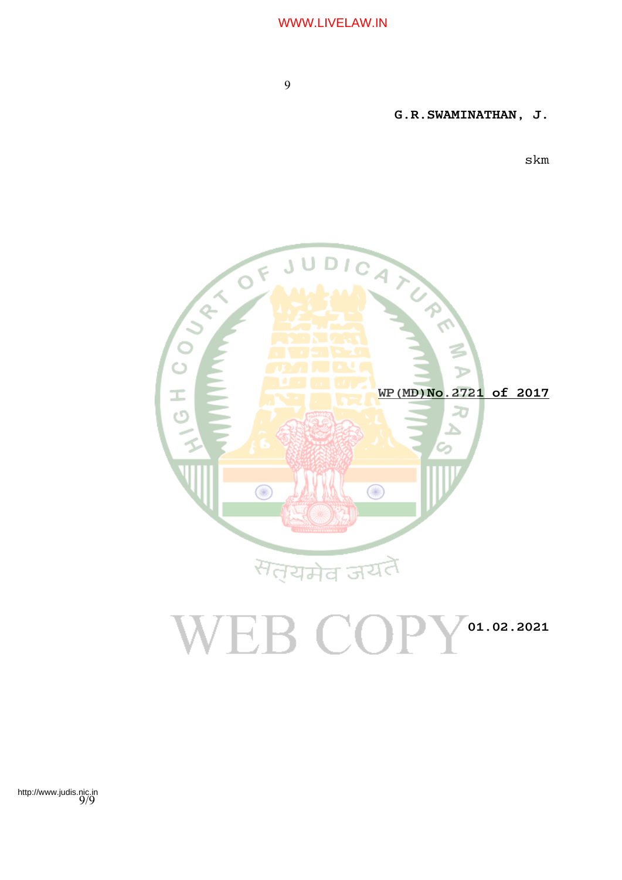**G.R.SWAMINATHAN, J.**

skm

**WP(MD)No.2721 of 2017**

**01.02.2021**